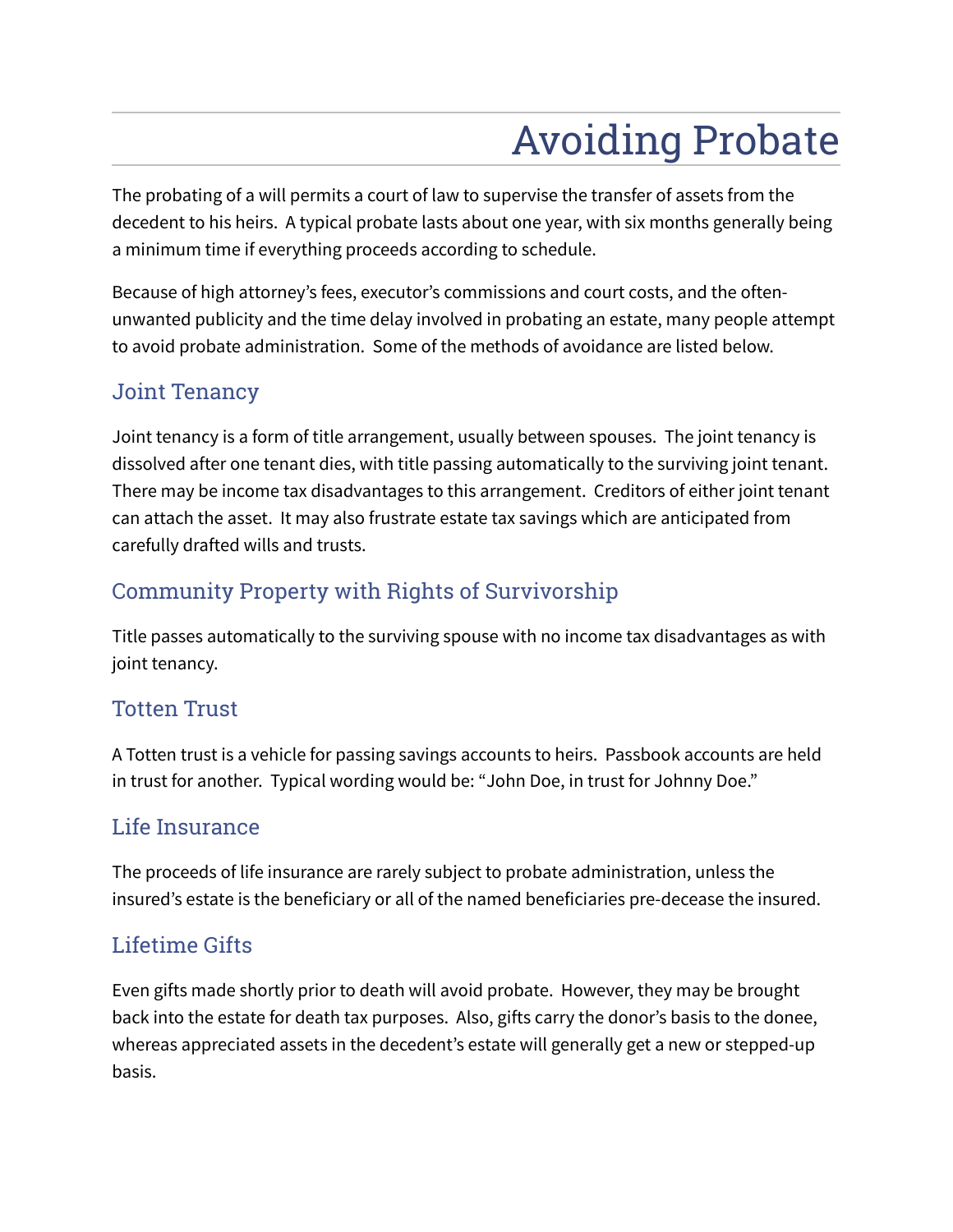# Avoiding Probate

The probating of a will permits a court of law to supervise the transfer of assets from the decedent to his heirs. A typical probate lasts about one year, with six months generally being a minimum time if everything proceeds according to schedule.

Because of high attorney's fees, executor's commissions and court costs, and the often-unwanted publicity and the time delay involved in probating an estate, many people attempt to avoid probate administration. Some of the methods of avoidance are listed below.

## Joint Tenancy

Joint tenancy is a form of title arrangement, usually between spouses. The joint tenancy is dissolved after one tenant dies, with title passing automatically to the surviving joint tenant. There may be income tax disadvantages to this arrangement. Creditors of either joint tenant can attach the asset. It may also frustrate estate tax savings which are anticipated from carefully drafted wills and trusts.

## Community Property with Rights of Survivorship

Title passes automatically to the surviving spouse with no income tax disadvantages as with joint tenancy.

## Totten Trust

A Totten trust is a vehicle for passing savings accounts to heirs. Passbook accounts are held in trust for another. Typical wording would be: "John Doe, in trust for Johnny Doe."

## Life Insurance

The proceeds of life insurance are rarely subject to probate administration, unless the insured's estate is the beneficiary or all of the named beneficiaries pre-decease the insured.

## Lifetime Gifts

Even gifts made shortly prior to death will avoid probate. However, they may be brought back into the estate for death tax purposes. Also, gifts carry the donor's basis to the donee, whereas appreciated assets in the decedent's estate will generally get a new or stepped-up basis.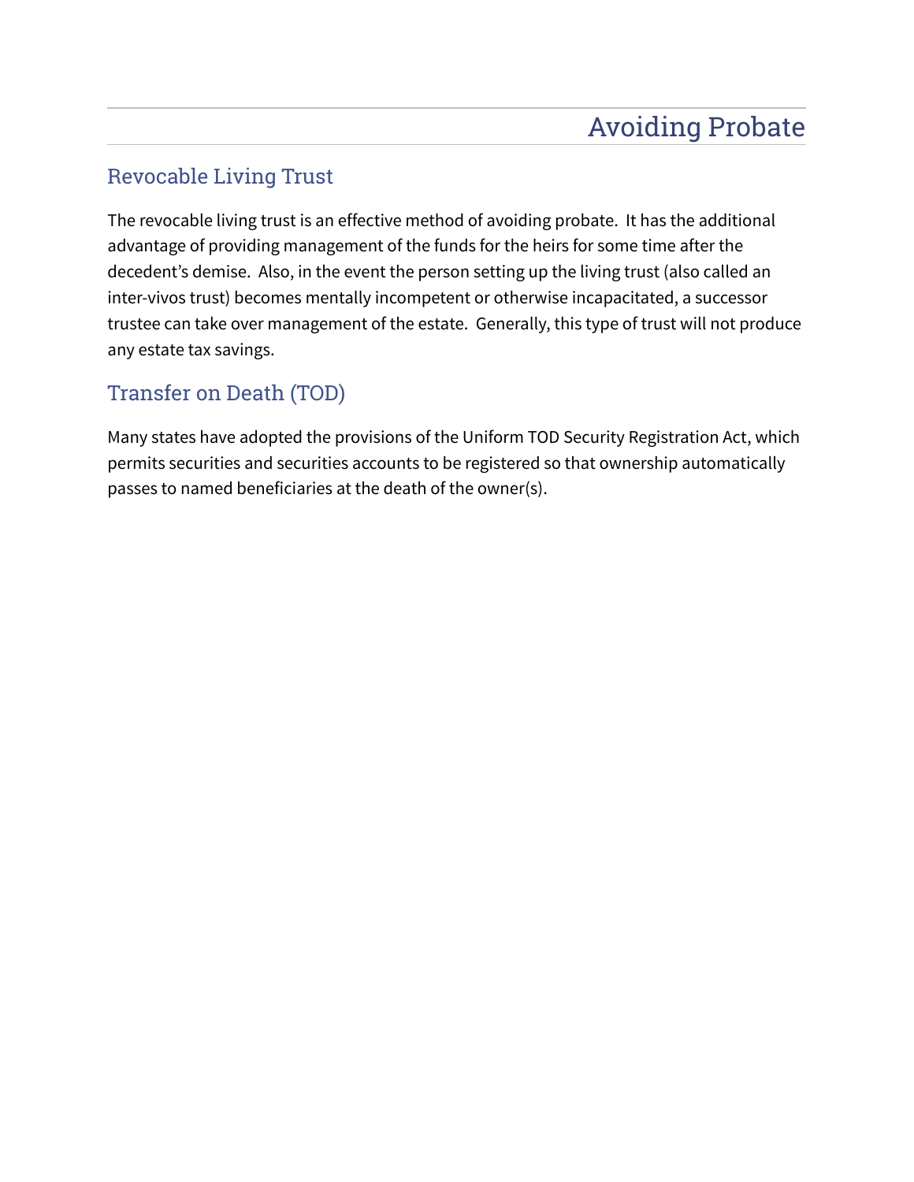# Avoiding Probate

## Revocable Living Trust

The revocable living trust is an effective method of avoiding probate. It has the additional advantage of providing management of the funds for the heirs for some time after the decedent's demise. Also, in the event the person setting up the living trust (also called an inter-vivos trust) becomes mentally incompetent or otherwise incapacitated, a successor trustee can take over management of the estate. Generally, this type of trust will not produce any estate tax savings.

## Transfer on Death (TOD)

Many states have adopted the provisions of the Uniform TOD Security Registration Act, which permits securities and securities accounts to be registered so that ownership automatically passes to named beneficiaries at the death of the owner(s).